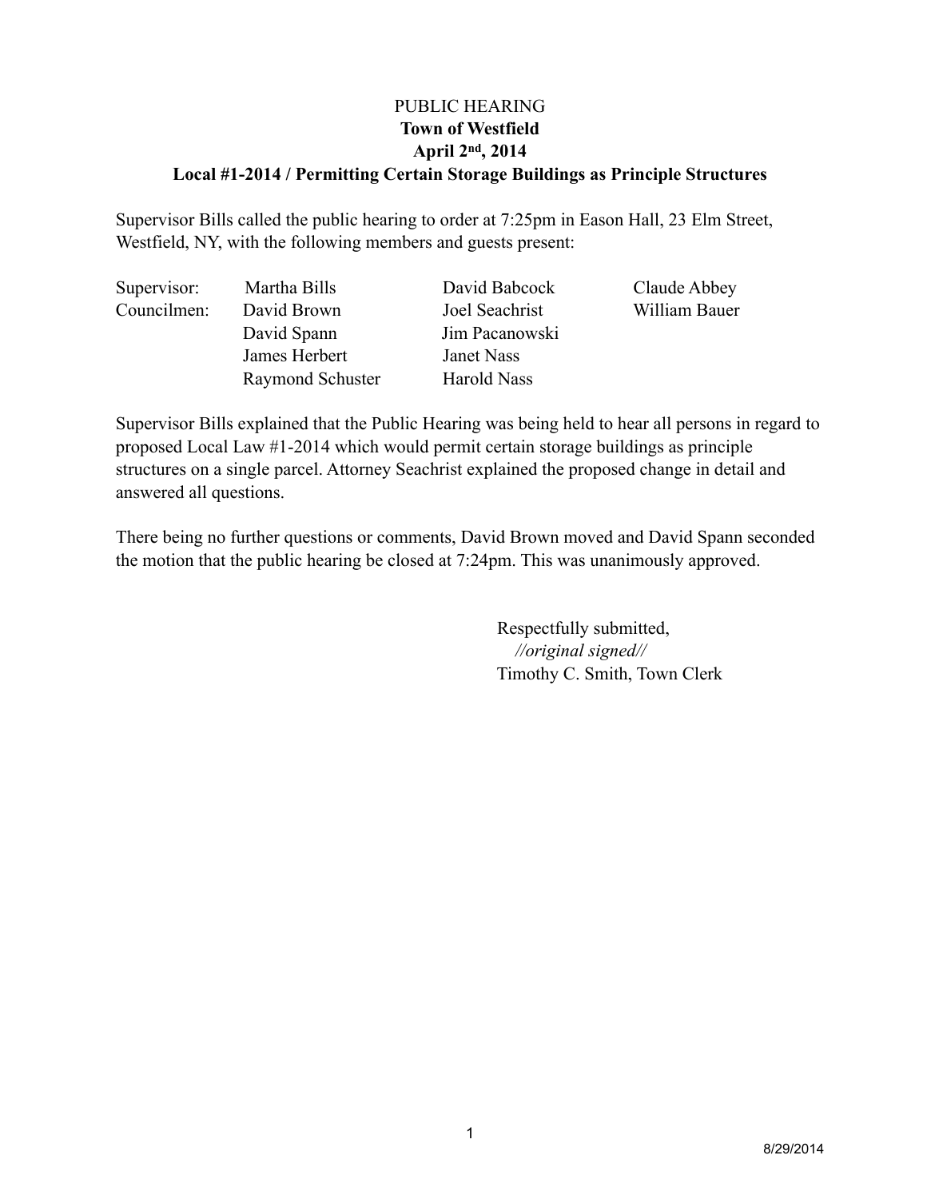# PUBLIC HEARING

## Town of Westfield

## April 2nd, 2014

## Local #1-2014 / Permitting Certain Storage Buildings as Principle Structures

Supervisor Bills called the public hearing to order at 7:25pm in Eason Hall, 23 Elm Street, Westfield, NY, with the following members and guests present:

| | | | |
|---|---|---|---|
| Supervisor: | Martha Bills | David Babcock | Claude Abbey |
| Councilmen: | David Brown | Joel Seachrist | William Bauer |
| | David Spann | Jim Pacanowski | |
| | James Herbert | Janet Nass | |
| | Raymond Schuster | Harold Nass | |

Supervisor Bills explained that the Public Hearing was being held to hear all persons in regard to proposed Local Law #1-2014 which would permit certain storage buildings as principle structures on a single parcel. Attorney Seachrist explained the proposed change in detail and answered all questions.

There being no further questions or comments, David Brown moved and David Spann seconded the motion that the public hearing be closed at 7:24pm. This was unanimously approved.

Respectfully submitted,
*//original signed//*
Timothy C. Smith, Town Clerk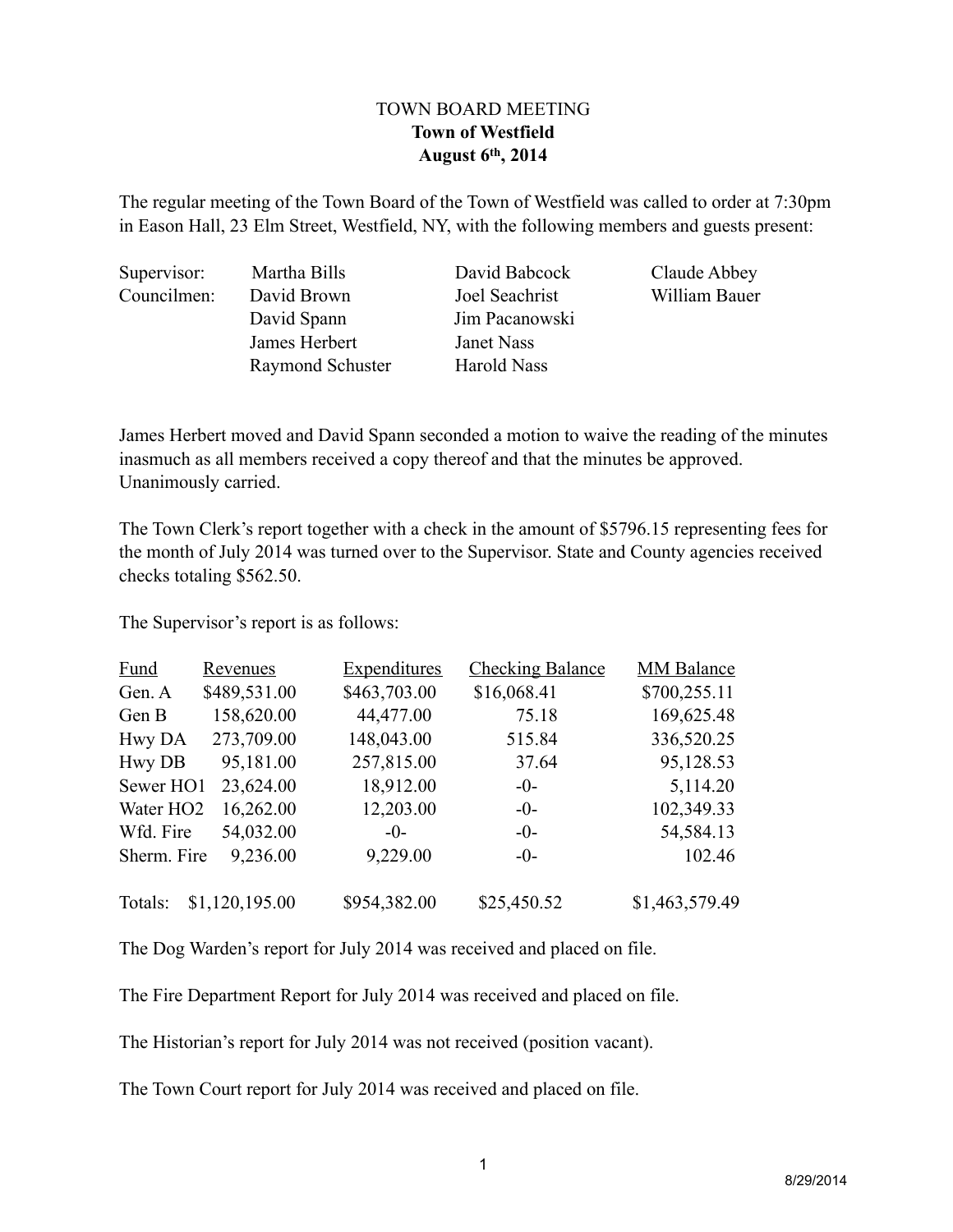TOWN BOARD MEETING
**Town of Westfield**
**August 6th, 2014**

The regular meeting of the Town Board of the Town of Westfield was called to order at 7:30pm in Eason Hall, 23 Elm Street, Westfield, NY, with the following members and guests present:

| | | | |
|---|---|---|---|
| Supervisor: | Martha Bills | David Babcock | Claude Abbey |
| Councilmen: | David Brown | Joel Seachrist | William Bauer |
| | David Spann | Jim Pacanowski | |
| | James Herbert | Janet Nass | |
| | Raymond Schuster | Harold Nass | |

James Herbert moved and David Spann seconded a motion to waive the reading of the minutes inasmuch as all members received a copy thereof and that the minutes be approved. Unanimously carried.

The Town Clerk's report together with a check in the amount of $5796.15 representing fees for the month of July 2014 was turned over to the Supervisor. State and County agencies received checks totaling $562.50.

The Supervisor's report is as follows:

| Fund | Revenues | Expenditures | Checking Balance | MM Balance |
|---|---|---|---|---|
| Gen. A | $489,531.00 | $463,703.00 | $16,068.41 | $700,255.11 |
| Gen B | 158,620.00 | 44,477.00 | 75.18 | 169,625.48 |
| Hwy DA | 273,709.00 | 148,043.00 | 515.84 | 336,520.25 |
| Hwy DB | 95,181.00 | 257,815.00 | 37.64 | 95,128.53 |
| Sewer HO1 | 23,624.00 | 18,912.00 | -0- | 5,114.20 |
| Water HO2 | 16,262.00 | 12,203.00 | -0- | 102,349.33 |
| Wfd. Fire | 54,032.00 | -0- | -0- | 54,584.13 |
| Sherm. Fire | 9,236.00 | 9,229.00 | -0- | 102.46 |
| Totals: | $1,120,195.00 | $954,382.00 | $25,450.52 | $1,463,579.49 |

The Dog Warden's report for July 2014 was received and placed on file.

The Fire Department Report for July 2014 was received and placed on file.

The Historian's report for July 2014 was not received (position vacant).

The Town Court report for July 2014 was received and placed on file.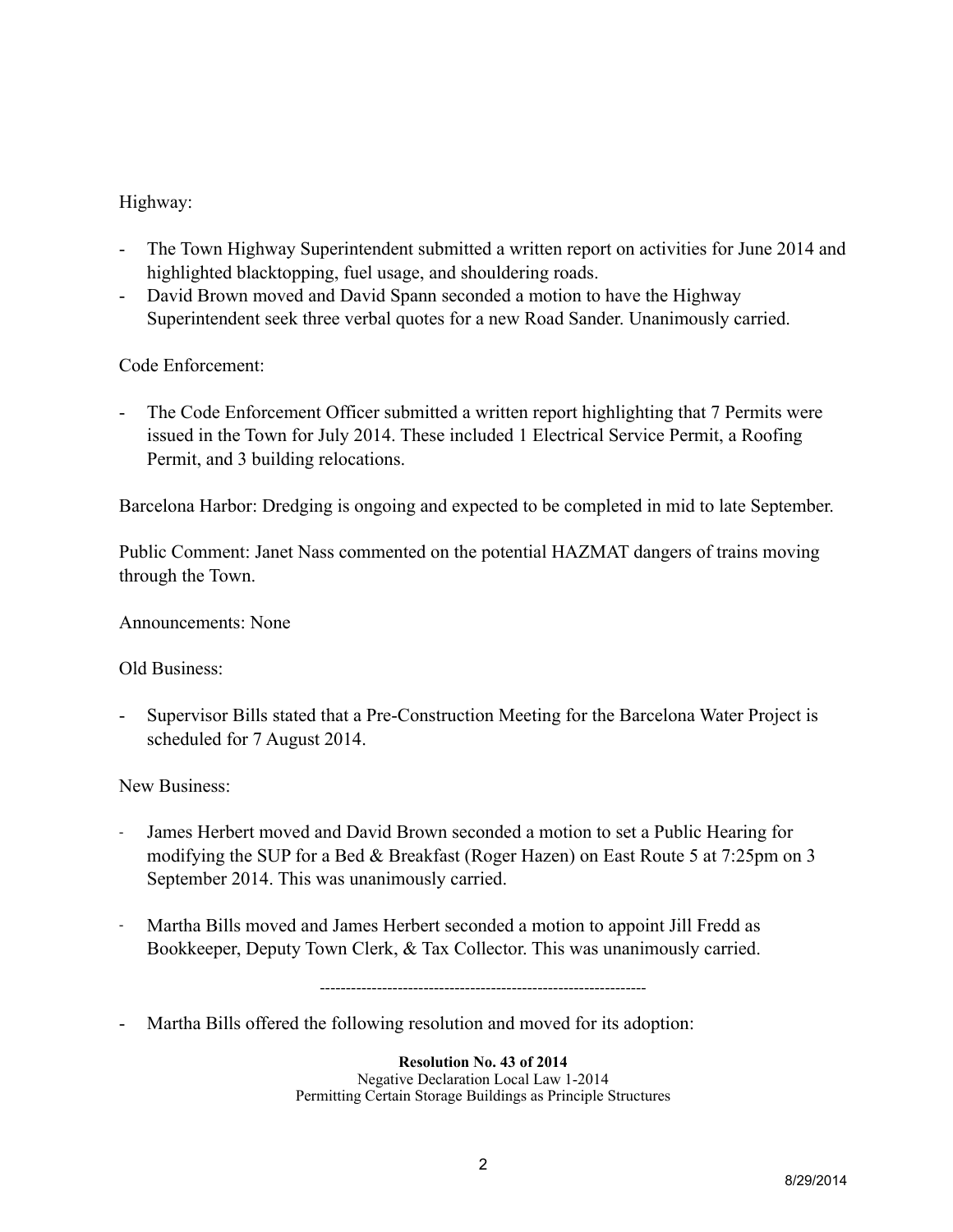Highway:

- The Town Highway Superintendent submitted a written report on activities for June 2014 and highlighted blacktopping, fuel usage, and shouldering roads.
- David Brown moved and David Spann seconded a motion to have the Highway Superintendent seek three verbal quotes for a new Road Sander. Unanimously carried.

Code Enforcement:

- The Code Enforcement Officer submitted a written report highlighting that 7 Permits were issued in the Town for July 2014. These included 1 Electrical Service Permit, a Roofing Permit, and 3 building relocations.

Barcelona Harbor: Dredging is ongoing and expected to be completed in mid to late September.

Public Comment: Janet Nass commented on the potential HAZMAT dangers of trains moving through the Town.

Announcements: None

Old Business:

- Supervisor Bills stated that a Pre-Construction Meeting for the Barcelona Water Project is scheduled for 7 August 2014.

New Business:

- James Herbert moved and David Brown seconded a motion to set a Public Hearing for modifying the SUP for a Bed & Breakfast (Roger Hazen) on East Route 5 at 7:25pm on 3 September 2014. This was unanimously carried.

- Martha Bills moved and James Herbert seconded a motion to appoint Jill Fredd as Bookkeeper, Deputy Town Clerk, & Tax Collector. This was unanimously carried.

---

- Martha Bills offered the following resolution and moved for its adoption:

**Resolution No. 43 of 2014**
Negative Declaration Local Law 1-2014
Permitting Certain Storage Buildings as Principle Structures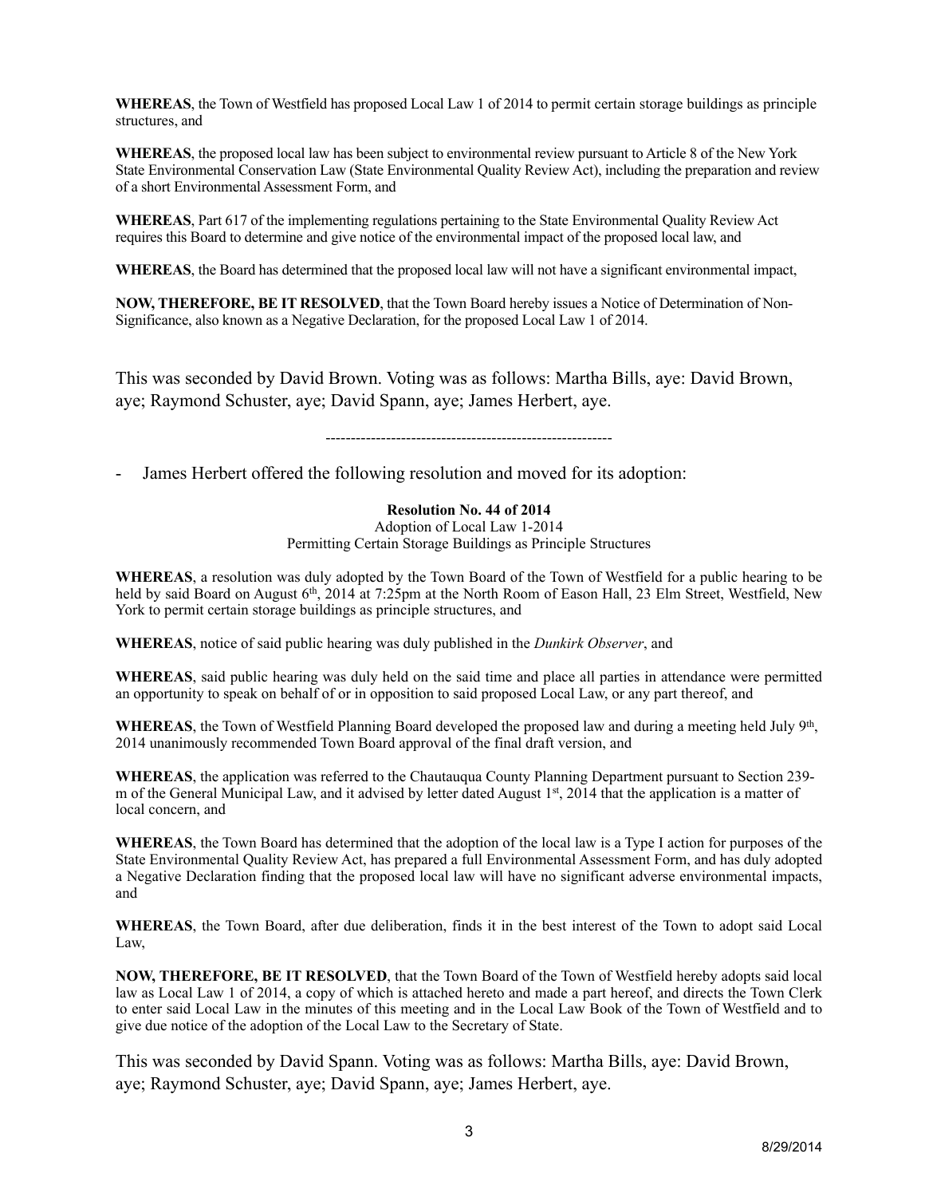**WHEREAS**, the Town of Westfield has proposed Local Law 1 of 2014 to permit certain storage buildings as principle structures, and

**WHEREAS**, the proposed local law has been subject to environmental review pursuant to Article 8 of the New York State Environmental Conservation Law (State Environmental Quality Review Act), including the preparation and review of a short Environmental Assessment Form, and

**WHEREAS**, Part 617 of the implementing regulations pertaining to the State Environmental Quality Review Act requires this Board to determine and give notice of the environmental impact of the proposed local law, and

**WHEREAS**, the Board has determined that the proposed local law will not have a significant environmental impact,

**NOW, THEREFORE, BE IT RESOLVED**, that the Town Board hereby issues a Notice of Determination of Non-Significance, also known as a Negative Declaration, for the proposed Local Law 1 of 2014.

This was seconded by David Brown. Voting was as follows: Martha Bills, aye: David Brown, aye; Raymond Schuster, aye; David Spann, aye; James Herbert, aye.

---

- James Herbert offered the following resolution and moved for its adoption:

**Resolution No. 44 of 2014**
Adoption of Local Law 1-2014
Permitting Certain Storage Buildings as Principle Structures

**WHEREAS**, a resolution was duly adopted by the Town Board of the Town of Westfield for a public hearing to be held by said Board on August 6th, 2014 at 7:25pm at the North Room of Eason Hall, 23 Elm Street, Westfield, New York to permit certain storage buildings as principle structures, and

**WHEREAS**, notice of said public hearing was duly published in the *Dunkirk Observer*, and

**WHEREAS**, said public hearing was duly held on the said time and place all parties in attendance were permitted an opportunity to speak on behalf of or in opposition to said proposed Local Law, or any part thereof, and

**WHEREAS**, the Town of Westfield Planning Board developed the proposed law and during a meeting held July 9th, 2014 unanimously recommended Town Board approval of the final draft version, and

**WHEREAS**, the application was referred to the Chautauqua County Planning Department pursuant to Section 239-m of the General Municipal Law, and it advised by letter dated August 1st, 2014 that the application is a matter of local concern, and

**WHEREAS**, the Town Board has determined that the adoption of the local law is a Type I action for purposes of the State Environmental Quality Review Act, has prepared a full Environmental Assessment Form, and has duly adopted a Negative Declaration finding that the proposed local law will have no significant adverse environmental impacts, and

**WHEREAS**, the Town Board, after due deliberation, finds it in the best interest of the Town to adopt said Local Law,

**NOW, THEREFORE, BE IT RESOLVED**, that the Town Board of the Town of Westfield hereby adopts said local law as Local Law 1 of 2014, a copy of which is attached hereto and made a part hereof, and directs the Town Clerk to enter said Local Law in the minutes of this meeting and in the Local Law Book of the Town of Westfield and to give due notice of the adoption of the Local Law to the Secretary of State.

This was seconded by David Spann. Voting was as follows: Martha Bills, aye: David Brown, aye; Raymond Schuster, aye; David Spann, aye; James Herbert, aye.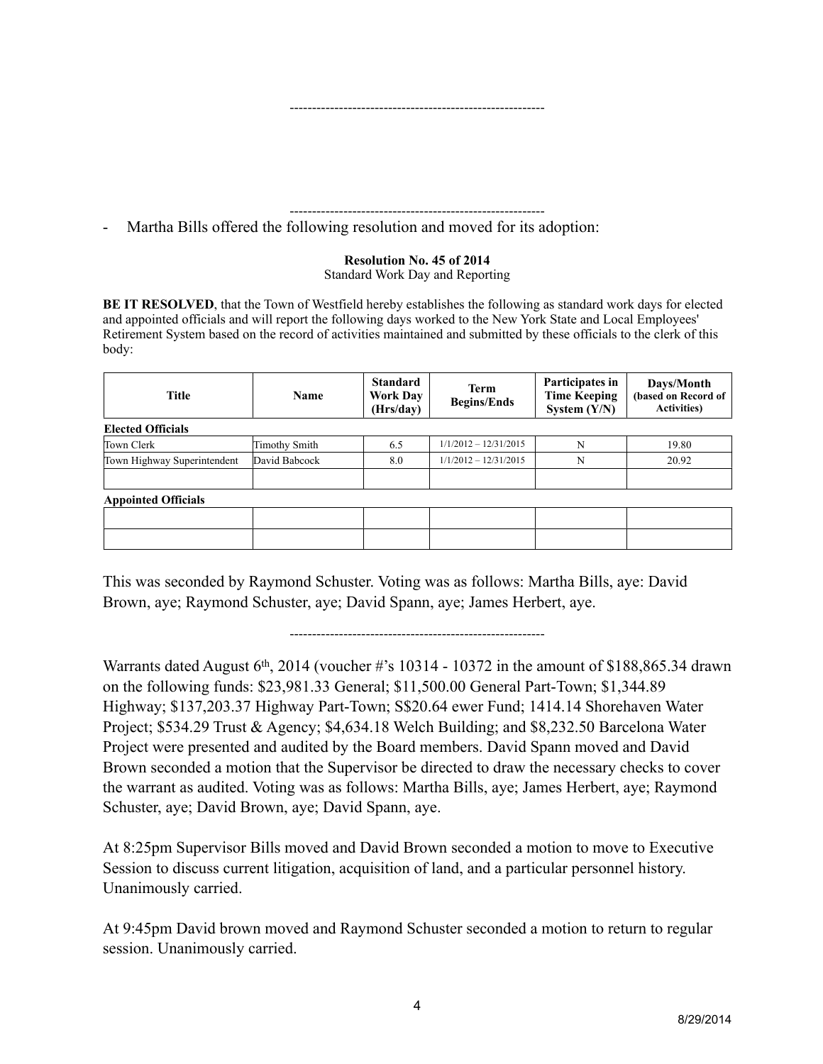---------------------------------------------------------

---------------------------------------------------------

- Martha Bills offered the following resolution and moved for its adoption:

**Resolution No. 45 of 2014**
Standard Work Day and Reporting

**BE IT RESOLVED**, that the Town of Westfield hereby establishes the following as standard work days for elected and appointed officials and will report the following days worked to the New York State and Local Employees' Retirement System based on the record of activities maintained and submitted by these officials to the clerk of this body:

| Title | Name | Standard Work Day (Hrs/day) | Term Begins/Ends | Participates in Time Keeping System (Y/N) | Days/Month (based on Record of Activities) |
|---|---|---|---|---|---|
| **Elected Officials** | | | | | |
| Town Clerk | Timothy Smith | 6.5 | 1/1/2012 – 12/31/2015 | N | 19.80 |
| Town Highway Superintendent | David Babcock | 8.0 | 1/1/2012 – 12/31/2015 | N | 20.92 |
| | | | | | |
| **Appointed Officials** | | | | | |
| | | | | | |
| | | | | | |

This was seconded by Raymond Schuster. Voting was as follows: Martha Bills, aye: David Brown, aye; Raymond Schuster, aye; David Spann, aye; James Herbert, aye.

---------------------------------------------------------

Warrants dated August 6th, 2014 (voucher #'s 10314 - 10372 in the amount of $188,865.34 drawn on the following funds: $23,981.33 General; $11,500.00 General Part-Town; $1,344.89 Highway; $137,203.37 Highway Part-Town; S$20.64 ewer Fund; 1414.14 Shorehaven Water Project; $534.29 Trust & Agency; $4,634.18 Welch Building; and $8,232.50 Barcelona Water Project were presented and audited by the Board members. David Spann moved and David Brown seconded a motion that the Supervisor be directed to draw the necessary checks to cover the warrant as audited. Voting was as follows: Martha Bills, aye; James Herbert, aye; Raymond Schuster, aye; David Brown, aye; David Spann, aye.

At 8:25pm Supervisor Bills moved and David Brown seconded a motion to move to Executive Session to discuss current litigation, acquisition of land, and a particular personnel history. Unanimously carried.

At 9:45pm David brown moved and Raymond Schuster seconded a motion to return to regular session. Unanimously carried.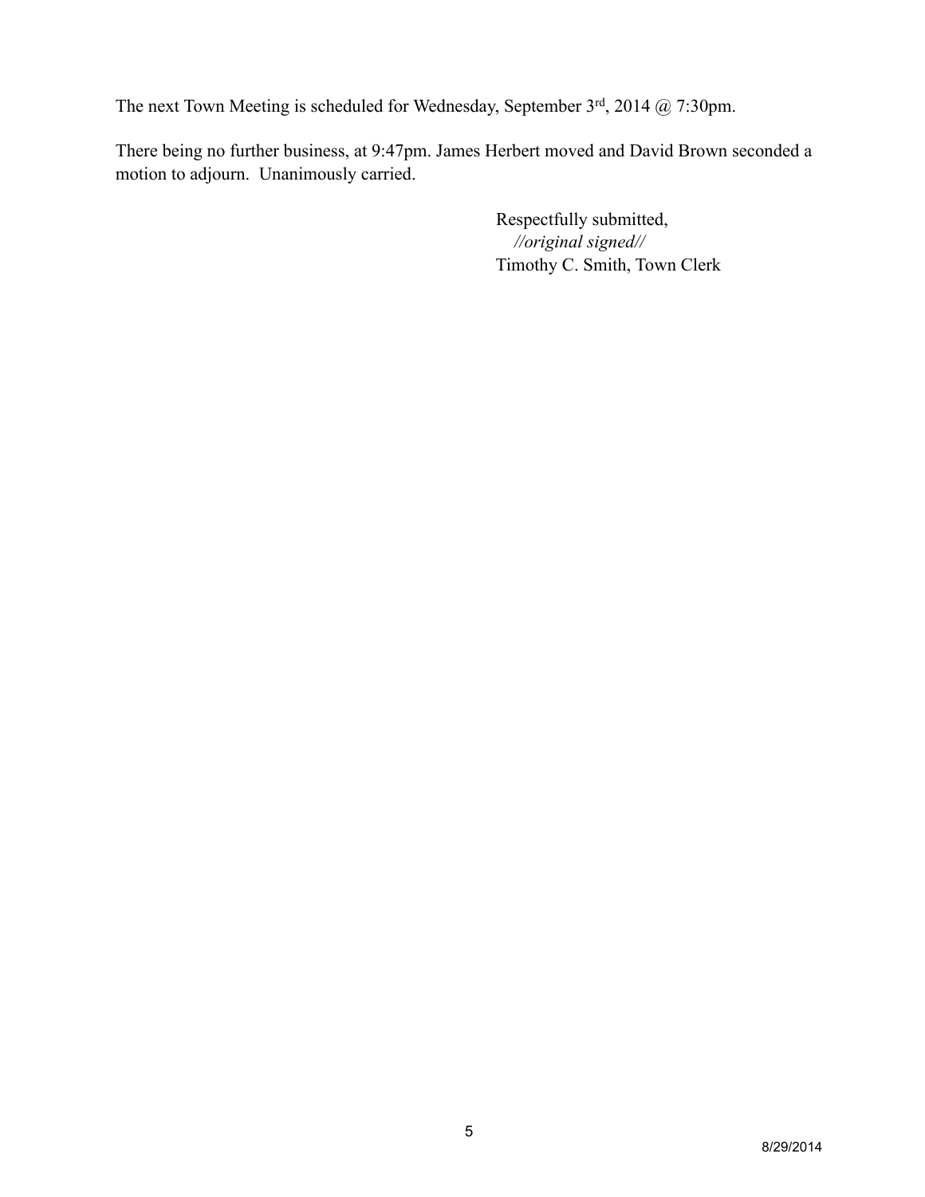The next Town Meeting is scheduled for Wednesday, September 3rd, 2014 @ 7:30pm.

There being no further business, at 9:47pm. James Herbert moved and David Brown seconded a motion to adjourn. Unanimously carried.

Respectfully submitted,
*//original signed//*
Timothy C. Smith, Town Clerk